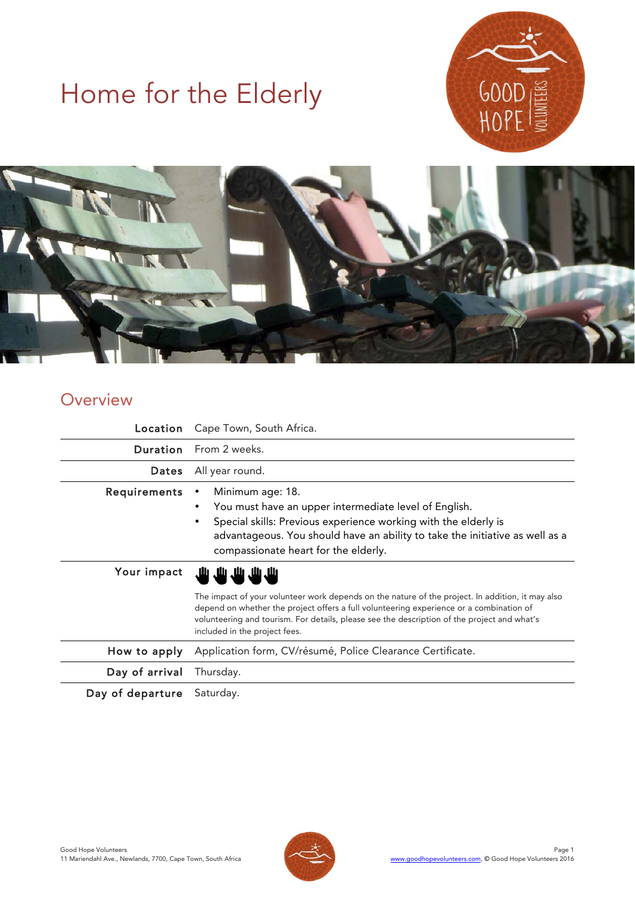# Home for the Elderly

## Overview

| | |
|---|---|
| **Location** | Cape Town, South Africa. |
| **Duration** | From 2 weeks. |
| **Dates** | All year round. |
| **Requirements** | • Minimum age: 18.<br>• You must have an upper intermediate level of English.<br>• Special skills: Previous experience working with the elderly is advantageous. You should have an ability to take the initiative as well as a compassionate heart for the elderly. |
| **Your impact** | ✋✋✋✋✋<br>The impact of your volunteer work depends on the nature of the project. In addition, it may also depend on whether the project offers a full volunteering experience or a combination of volunteering and tourism. For details, please see the description of the project and what's included in the project fees. |
| **How to apply** | Application form, CV/résumé, Police Clearance Certificate. |
| **Day of arrival** | Thursday. |
| **Day of departure** | Saturday. |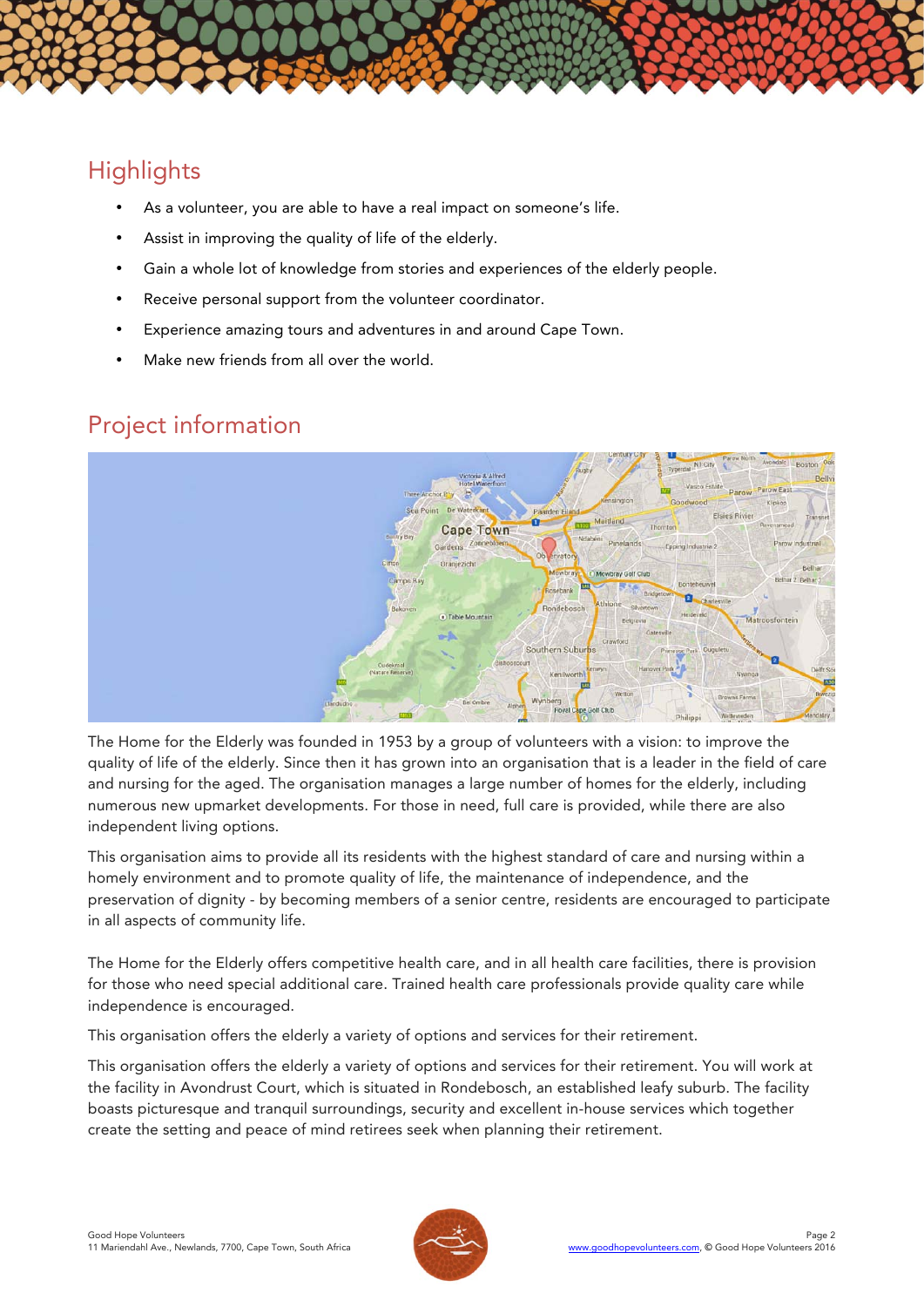## Highlights

- As a volunteer, you are able to have a real impact on someone's life.
- Assist in improving the quality of life of the elderly.
- Gain a whole lot of knowledge from stories and experiences of the elderly people.
- Receive personal support from the volunteer coordinator.
- Experience amazing tours and adventures in and around Cape Town.
- Make new friends from all over the world.

## Project information

The Home for the Elderly was founded in 1953 by a group of volunteers with a vision: to improve the quality of life of the elderly. Since then it has grown into an organisation that is a leader in the field of care and nursing for the aged. The organisation manages a large number of homes for the elderly, including numerous new upmarket developments. For those in need, full care is provided, while there are also independent living options.

This organisation aims to provide all its residents with the highest standard of care and nursing within a homely environment and to promote quality of life, the maintenance of independence, and the preservation of dignity - by becoming members of a senior centre, residents are encouraged to participate in all aspects of community life.

The Home for the Elderly offers competitive health care, and in all health care facilities, there is provision for those who need special additional care. Trained health care professionals provide quality care while independence is encouraged.

This organisation offers the elderly a variety of options and services for their retirement.

This organisation offers the elderly a variety of options and services for their retirement. You will work at the facility in Avondrust Court, which is situated in Rondebosch, an established leafy suburb. The facility boasts picturesque and tranquil surroundings, security and excellent in-house services which together create the setting and peace of mind retirees seek when planning their retirement.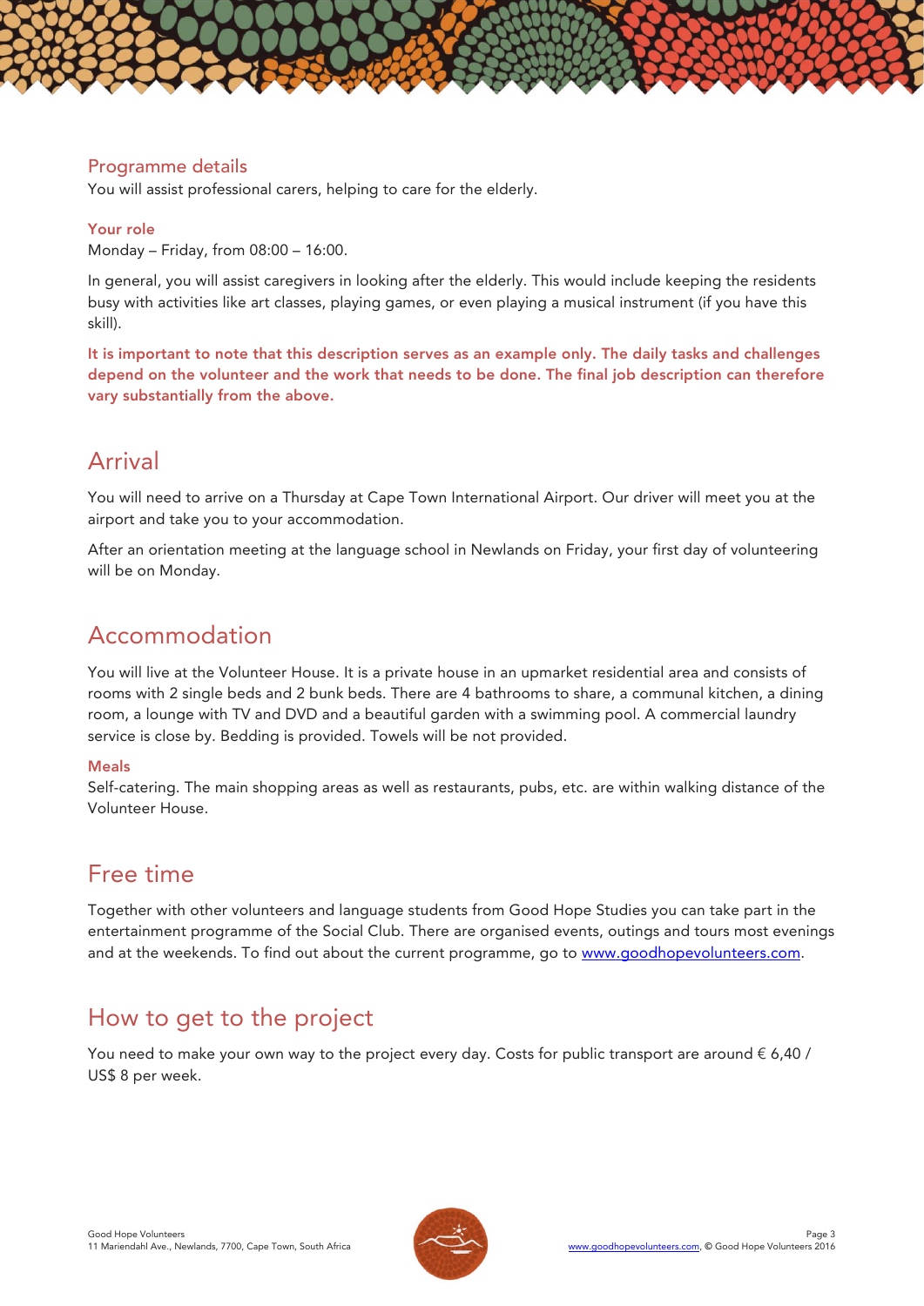### Programme details

You will assist professional carers, helping to care for the elderly.

#### Your role

Monday – Friday, from 08:00 – 16:00.

In general, you will assist caregivers in looking after the elderly. This would include keeping the residents busy with activities like art classes, playing games, or even playing a musical instrument (if you have this skill).

**It is important to note that this description serves as an example only. The daily tasks and challenges depend on the volunteer and the work that needs to be done. The final job description can therefore vary substantially from the above.**

## Arrival

You will need to arrive on a Thursday at Cape Town International Airport. Our driver will meet you at the airport and take you to your accommodation.

After an orientation meeting at the language school in Newlands on Friday, your first day of volunteering will be on Monday.

## Accommodation

You will live at the Volunteer House. It is a private house in an upmarket residential area and consists of rooms with 2 single beds and 2 bunk beds. There are 4 bathrooms to share, a communal kitchen, a dining room, a lounge with TV and DVD and a beautiful garden with a swimming pool. A commercial laundry service is close by. Bedding is provided. Towels will be not provided.

#### Meals

Self-catering. The main shopping areas as well as restaurants, pubs, etc. are within walking distance of the Volunteer House.

## Free time

Together with other volunteers and language students from Good Hope Studies you can take part in the entertainment programme of the Social Club. There are organised events, outings and tours most evenings and at the weekends. To find out about the current programme, go to [www.goodhopevolunteers.com](http://www.goodhopevolunteers.com).

## How to get to the project

You need to make your own way to the project every day. Costs for public transport are around € 6,40 / US$ 8 per week.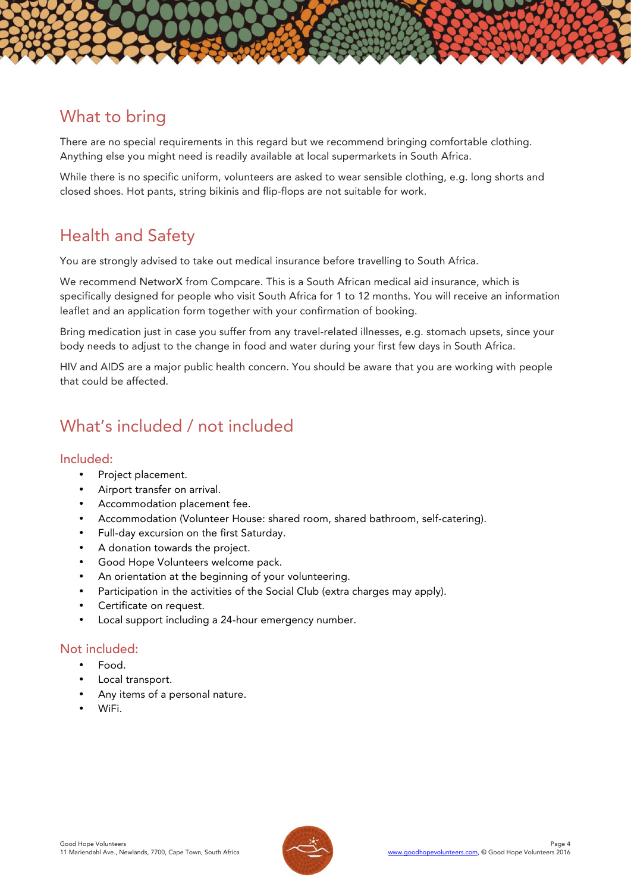## What to bring

There are no special requirements in this regard but we recommend bringing comfortable clothing. Anything else you might need is readily available at local supermarkets in South Africa.

While there is no specific uniform, volunteers are asked to wear sensible clothing, e.g. long shorts and closed shoes. Hot pants, string bikinis and flip-flops are not suitable for work.

## Health and Safety

You are strongly advised to take out medical insurance before travelling to South Africa.

We recommend NetworX from Compcare. This is a South African medical aid insurance, which is specifically designed for people who visit South Africa for 1 to 12 months. You will receive an information leaflet and an application form together with your confirmation of booking.

Bring medication just in case you suffer from any travel-related illnesses, e.g. stomach upsets, since your body needs to adjust to the change in food and water during your first few days in South Africa.

HIV and AIDS are a major public health concern. You should be aware that you are working with people that could be affected.

## What's included / not included

### Included:

- Project placement.
- Airport transfer on arrival.
- Accommodation placement fee.
- Accommodation (Volunteer House: shared room, shared bathroom, self-catering).
- Full-day excursion on the first Saturday.
- A donation towards the project.
- Good Hope Volunteers welcome pack.
- An orientation at the beginning of your volunteering.
- Participation in the activities of the Social Club (extra charges may apply).
- Certificate on request.
- Local support including a 24-hour emergency number.

### Not included:

- Food.
- Local transport.
- Any items of a personal nature.
- WiFi.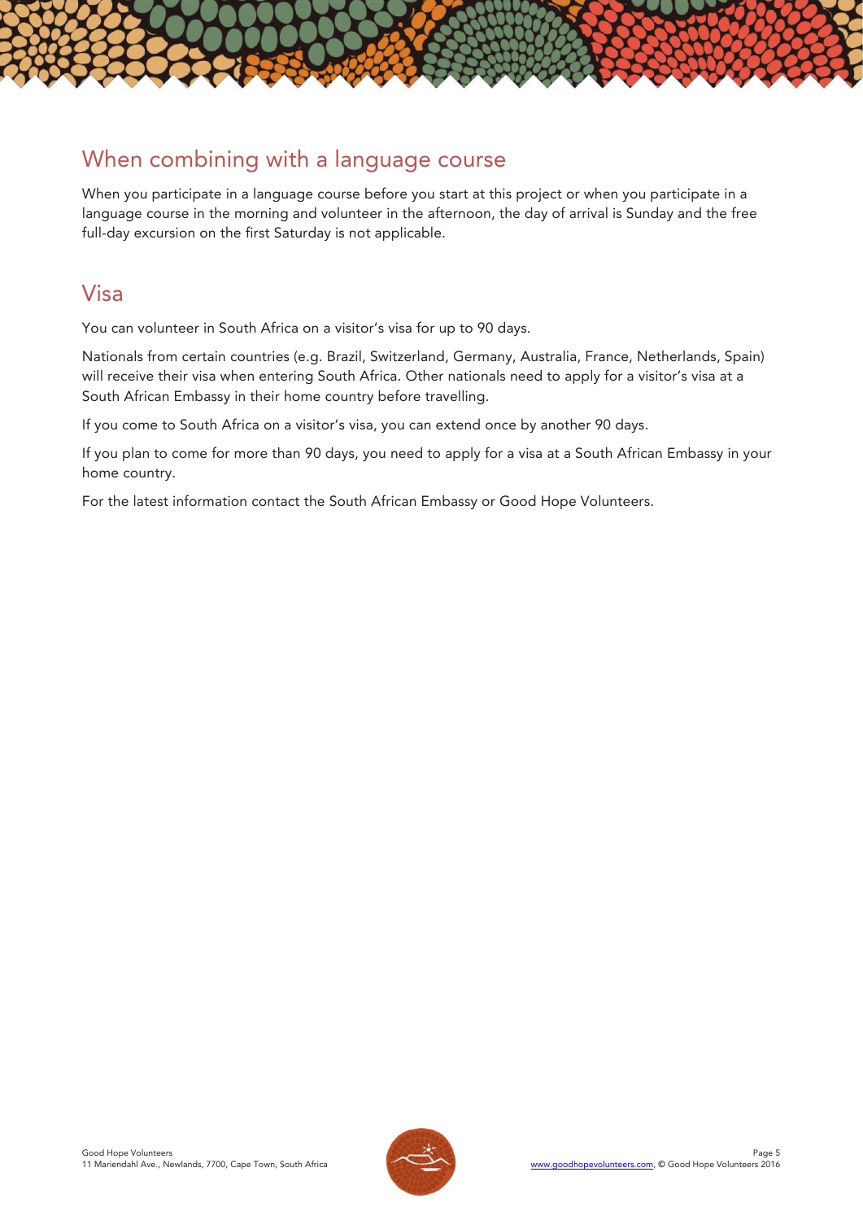## When combining with a language course

When you participate in a language course before you start at this project or when you participate in a language course in the morning and volunteer in the afternoon, the day of arrival is Sunday and the free full-day excursion on the first Saturday is not applicable.

## Visa

You can volunteer in South Africa on a visitor's visa for up to 90 days.

Nationals from certain countries (e.g. Brazil, Switzerland, Germany, Australia, France, Netherlands, Spain) will receive their visa when entering South Africa. Other nationals need to apply for a visitor's visa at a South African Embassy in their home country before travelling.

If you come to South Africa on a visitor's visa, you can extend once by another 90 days.

If you plan to come for more than 90 days, you need to apply for a visa at a South African Embassy in your home country.

For the latest information contact the South African Embassy or Good Hope Volunteers.